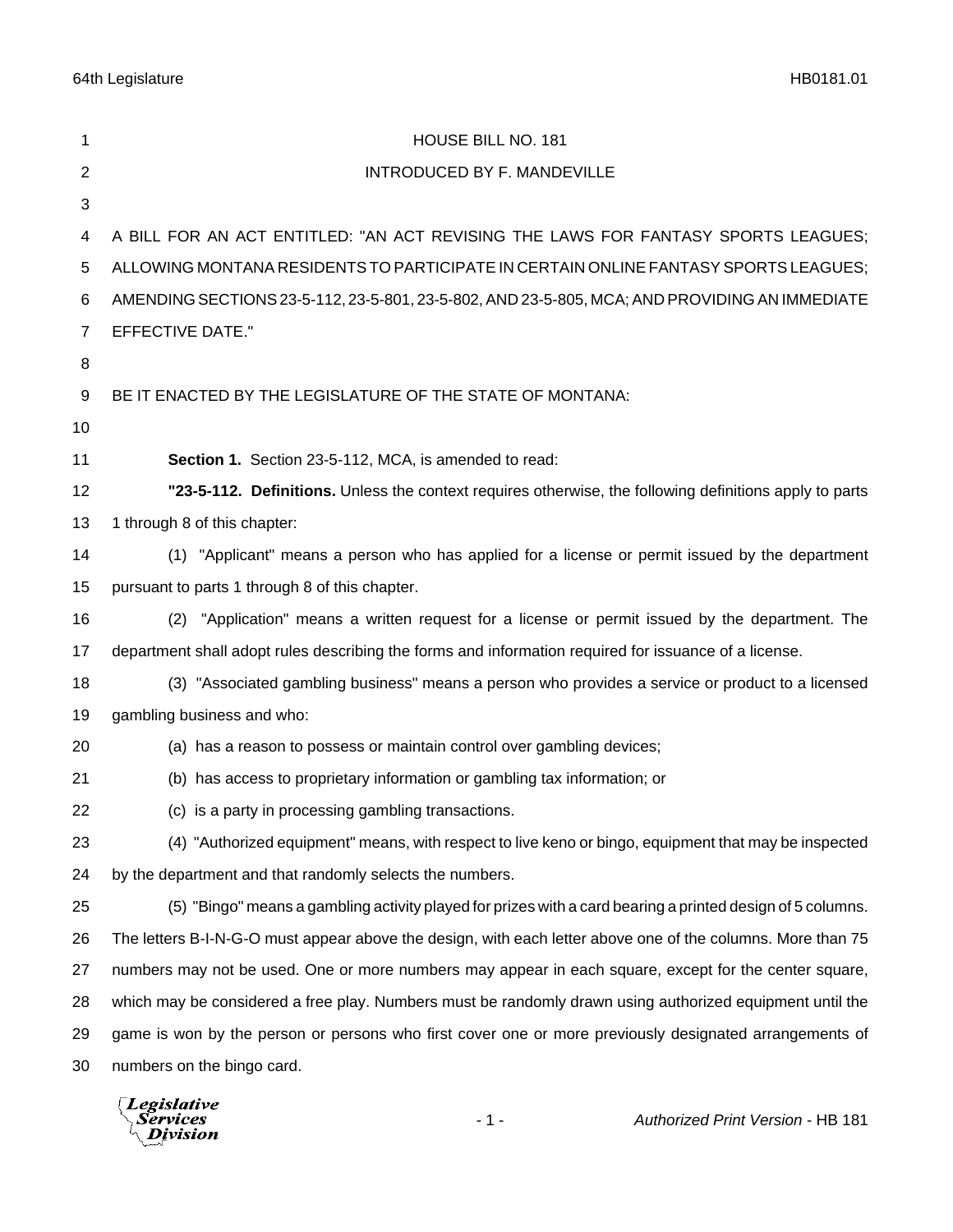HOUSE BILL NO. 181

INTRODUCED BY F. MANDEVILLE

A BILL FOR AN ACT ENTITLED: "AN ACT REVISING THE LAWS FOR FANTASY SPORTS LEAGUES; ALLOWING MONTANA RESIDENTS TO PARTICIPATE IN CERTAIN ONLINE FANTASY SPORTS LEAGUES; AMENDING SECTIONS 23-5-112, 23-5-801, 23-5-802, AND 23-5-805, MCA; AND PROVIDING AN IMMEDIATE EFFECTIVE DATE."

BE IT ENACTED BY THE LEGISLATURE OF THE STATE OF MONTANA:

**Section 1.** Section 23-5-112, MCA, is amended to read:

**"23-5-112. Definitions.** Unless the context requires otherwise, the following definitions apply to parts 1 through 8 of this chapter:

(1) "Applicant" means a person who has applied for a license or permit issued by the department pursuant to parts 1 through 8 of this chapter.

(2) "Application" means a written request for a license or permit issued by the department. The department shall adopt rules describing the forms and information required for issuance of a license.

(3) "Associated gambling business" means a person who provides a service or product to a licensed gambling business and who:

(a) has a reason to possess or maintain control over gambling devices;

(b) has access to proprietary information or gambling tax information; or

(c) is a party in processing gambling transactions.

(4) "Authorized equipment" means, with respect to live keno or bingo, equipment that may be inspected by the department and that randomly selects the numbers.

(5) "Bingo" means a gambling activity played for prizes with a card bearing a printed design of 5 columns. The letters B-I-N-G-O must appear above the design, with each letter above one of the columns. More than 75 numbers may not be used. One or more numbers may appear in each square, except for the center square, which may be considered a free play. Numbers must be randomly drawn using authorized equipment until the game is won by the person or persons who first cover one or more previously designated arrangements of numbers on the bingo card.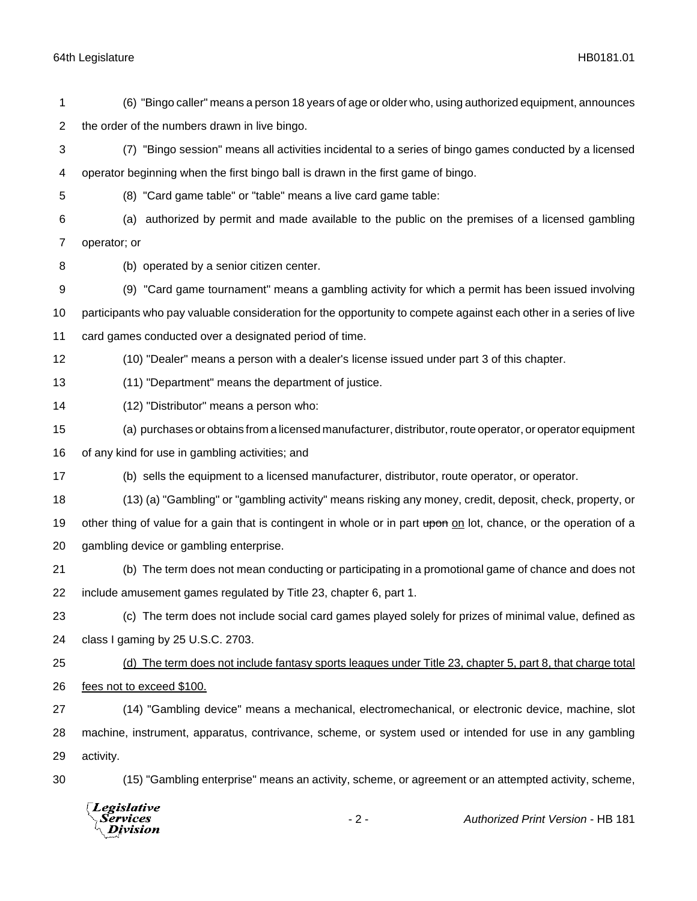(6) "Bingo caller" means a person 18 years of age or older who, using authorized equipment, announces the order of the numbers drawn in live bingo.

(7) "Bingo session" means all activities incidental to a series of bingo games conducted by a licensed operator beginning when the first bingo ball is drawn in the first game of bingo.

(8) "Card game table" or "table" means a live card game table:

(a) authorized by permit and made available to the public on the premises of a licensed gambling operator; or

(b) operated by a senior citizen center.

(9) "Card game tournament" means a gambling activity for which a permit has been issued involving participants who pay valuable consideration for the opportunity to compete against each other in a series of live card games conducted over a designated period of time.

(10) "Dealer" means a person with a dealer's license issued under part 3 of this chapter.

(11) "Department" means the department of justice.

(12) "Distributor" means a person who:

(a) purchases or obtains from a licensed manufacturer, distributor, route operator, or operator equipment of any kind for use in gambling activities; and

(b) sells the equipment to a licensed manufacturer, distributor, route operator, or operator.

(13) (a) "Gambling" or "gambling activity" means risking any money, credit, deposit, check, property, or other thing of value for a gain that is contingent in whole or in part ~~upon~~ <u>on</u> lot, chance, or the operation of a gambling device or gambling enterprise.

(b) The term does not mean conducting or participating in a promotional game of chance and does not include amusement games regulated by Title 23, chapter 6, part 1.

(c) The term does not include social card games played solely for prizes of minimal value, defined as class I gaming by 25 U.S.C. 2703.

<u>(d) The term does not include fantasy sports leagues under Title 23, chapter 5, part 8, that charge total fees not to exceed $100.</u>

(14) "Gambling device" means a mechanical, electromechanical, or electronic device, machine, slot machine, instrument, apparatus, contrivance, scheme, or system used or intended for use in any gambling activity.

(15) "Gambling enterprise" means an activity, scheme, or agreement or an attempted activity, scheme,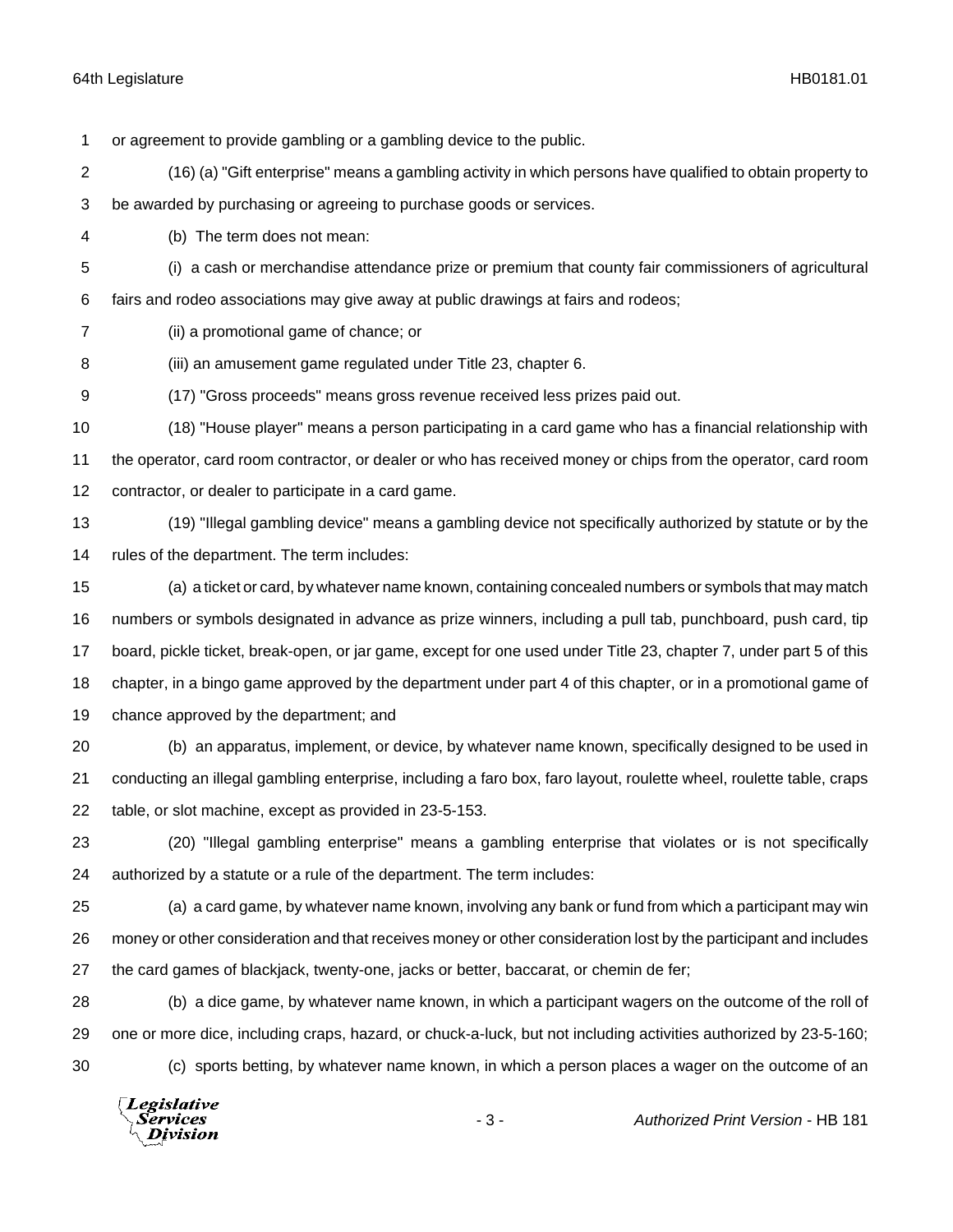or agreement to provide gambling or a gambling device to the public.

(16) (a) "Gift enterprise" means a gambling activity in which persons have qualified to obtain property to be awarded by purchasing or agreeing to purchase goods or services.

(b) The term does not mean:

(i) a cash or merchandise attendance prize or premium that county fair commissioners of agricultural fairs and rodeo associations may give away at public drawings at fairs and rodeos;

(ii) a promotional game of chance; or

(iii) an amusement game regulated under Title 23, chapter 6.

(17) "Gross proceeds" means gross revenue received less prizes paid out.

(18) "House player" means a person participating in a card game who has a financial relationship with the operator, card room contractor, or dealer or who has received money or chips from the operator, card room contractor, or dealer to participate in a card game.

(19) "Illegal gambling device" means a gambling device not specifically authorized by statute or by the rules of the department. The term includes:

(a) a ticket or card, by whatever name known, containing concealed numbers or symbols that may match numbers or symbols designated in advance as prize winners, including a pull tab, punchboard, push card, tip board, pickle ticket, break-open, or jar game, except for one used under Title 23, chapter 7, under part 5 of this chapter, in a bingo game approved by the department under part 4 of this chapter, or in a promotional game of chance approved by the department; and

(b) an apparatus, implement, or device, by whatever name known, specifically designed to be used in conducting an illegal gambling enterprise, including a faro box, faro layout, roulette wheel, roulette table, craps table, or slot machine, except as provided in 23-5-153.

(20) "Illegal gambling enterprise" means a gambling enterprise that violates or is not specifically authorized by a statute or a rule of the department. The term includes:

(a) a card game, by whatever name known, involving any bank or fund from which a participant may win money or other consideration and that receives money or other consideration lost by the participant and includes the card games of blackjack, twenty-one, jacks or better, baccarat, or chemin de fer;

(b) a dice game, by whatever name known, in which a participant wagers on the outcome of the roll of one or more dice, including craps, hazard, or chuck-a-luck, but not including activities authorized by 23-5-160;

(c) sports betting, by whatever name known, in which a person places a wager on the outcome of an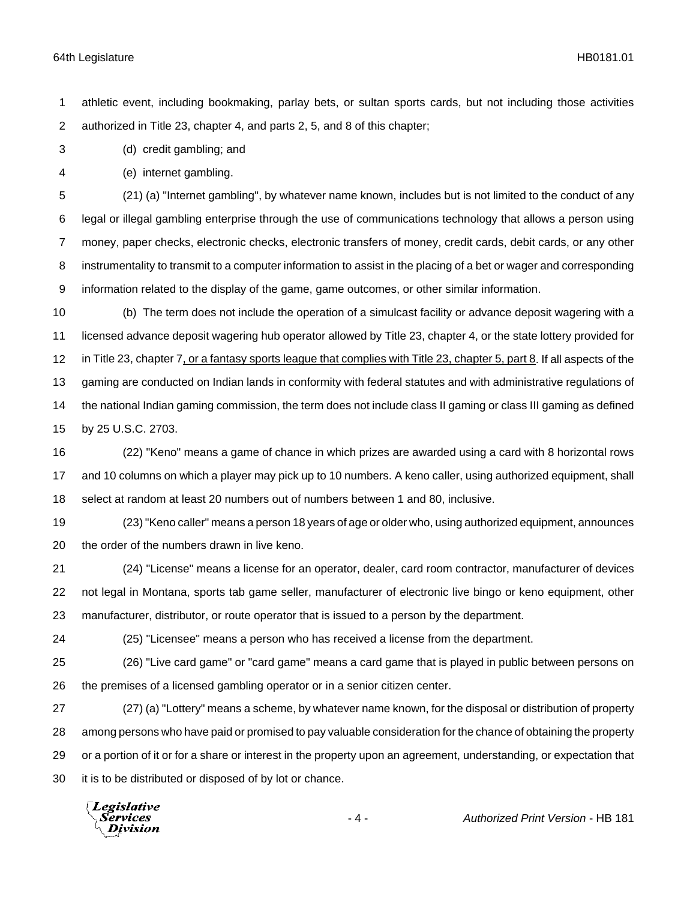athletic event, including bookmaking, parlay bets, or sultan sports cards, but not including those activities authorized in Title 23, chapter 4, and parts 2, 5, and 8 of this chapter;

(d) credit gambling; and

(e) internet gambling.

(21) (a) "Internet gambling", by whatever name known, includes but is not limited to the conduct of any legal or illegal gambling enterprise through the use of communications technology that allows a person using money, paper checks, electronic checks, electronic transfers of money, credit cards, debit cards, or any other instrumentality to transmit to a computer information to assist in the placing of a bet or wager and corresponding information related to the display of the game, game outcomes, or other similar information.

(b) The term does not include the operation of a simulcast facility or advance deposit wagering with a licensed advance deposit wagering hub operator allowed by Title 23, chapter 4, or the state lottery provided for in Title 23, chapter 7<u>, or a fantasy sports league that complies with Title 23, chapter 5, part 8</u>. If all aspects of the gaming are conducted on Indian lands in conformity with federal statutes and with administrative regulations of the national Indian gaming commission, the term does not include class II gaming or class III gaming as defined by 25 U.S.C. 2703.

(22) "Keno" means a game of chance in which prizes are awarded using a card with 8 horizontal rows and 10 columns on which a player may pick up to 10 numbers. A keno caller, using authorized equipment, shall select at random at least 20 numbers out of numbers between 1 and 80, inclusive.

(23) "Keno caller" means a person 18 years of age or older who, using authorized equipment, announces the order of the numbers drawn in live keno.

(24) "License" means a license for an operator, dealer, card room contractor, manufacturer of devices not legal in Montana, sports tab game seller, manufacturer of electronic live bingo or keno equipment, other manufacturer, distributor, or route operator that is issued to a person by the department.

(25) "Licensee" means a person who has received a license from the department.

(26) "Live card game" or "card game" means a card game that is played in public between persons on the premises of a licensed gambling operator or in a senior citizen center.

(27) (a) "Lottery" means a scheme, by whatever name known, for the disposal or distribution of property among persons who have paid or promised to pay valuable consideration for the chance of obtaining the property or a portion of it or for a share or interest in the property upon an agreement, understanding, or expectation that it is to be distributed or disposed of by lot or chance.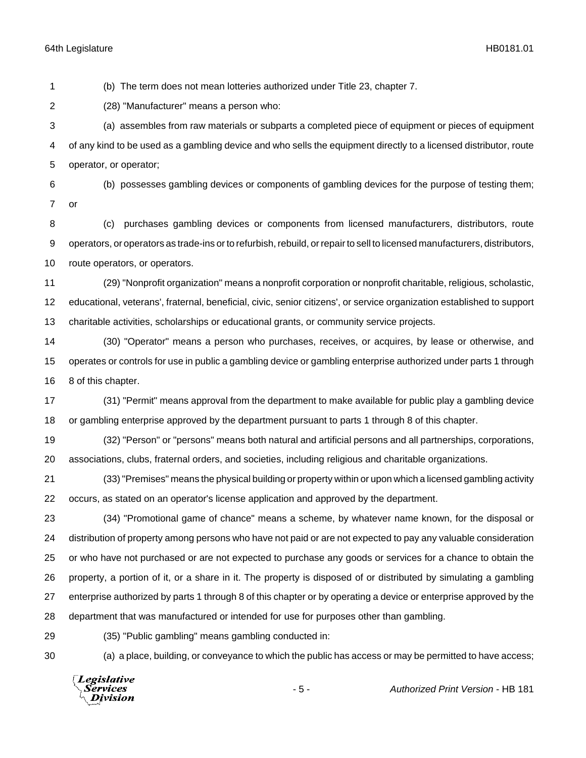(b) The term does not mean lotteries authorized under Title 23, chapter 7.

(28) "Manufacturer" means a person who:

(a) assembles from raw materials or subparts a completed piece of equipment or pieces of equipment of any kind to be used as a gambling device and who sells the equipment directly to a licensed distributor, route operator, or operator;

(b) possesses gambling devices or components of gambling devices for the purpose of testing them; or

(c) purchases gambling devices or components from licensed manufacturers, distributors, route operators, or operators as trade-ins or to refurbish, rebuild, or repair to sell to licensed manufacturers, distributors, route operators, or operators.

(29) "Nonprofit organization" means a nonprofit corporation or nonprofit charitable, religious, scholastic, educational, veterans', fraternal, beneficial, civic, senior citizens', or service organization established to support charitable activities, scholarships or educational grants, or community service projects.

(30) "Operator" means a person who purchases, receives, or acquires, by lease or otherwise, and operates or controls for use in public a gambling device or gambling enterprise authorized under parts 1 through 8 of this chapter.

(31) "Permit" means approval from the department to make available for public play a gambling device or gambling enterprise approved by the department pursuant to parts 1 through 8 of this chapter.

(32) "Person" or "persons" means both natural and artificial persons and all partnerships, corporations, associations, clubs, fraternal orders, and societies, including religious and charitable organizations.

(33) "Premises" means the physical building or property within or upon which a licensed gambling activity occurs, as stated on an operator's license application and approved by the department.

(34) "Promotional game of chance" means a scheme, by whatever name known, for the disposal or distribution of property among persons who have not paid or are not expected to pay any valuable consideration or who have not purchased or are not expected to purchase any goods or services for a chance to obtain the property, a portion of it, or a share in it. The property is disposed of or distributed by simulating a gambling enterprise authorized by parts 1 through 8 of this chapter or by operating a device or enterprise approved by the department that was manufactured or intended for use for purposes other than gambling.

(35) "Public gambling" means gambling conducted in:

(a) a place, building, or conveyance to which the public has access or may be permitted to have access;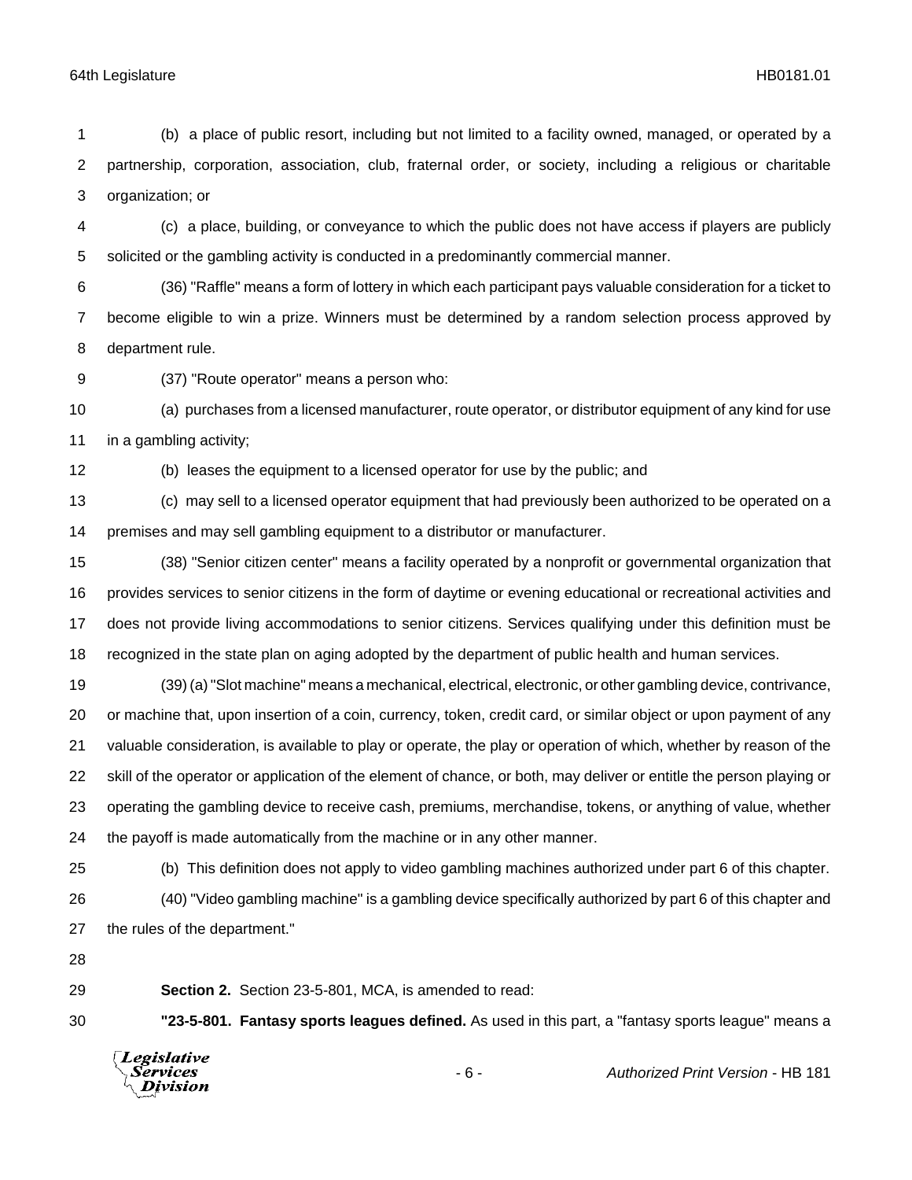(b) a place of public resort, including but not limited to a facility owned, managed, or operated by a partnership, corporation, association, club, fraternal order, or society, including a religious or charitable organization; or

(c) a place, building, or conveyance to which the public does not have access if players are publicly solicited or the gambling activity is conducted in a predominantly commercial manner.

(36) "Raffle" means a form of lottery in which each participant pays valuable consideration for a ticket to become eligible to win a prize. Winners must be determined by a random selection process approved by department rule.

(37) "Route operator" means a person who:

(a) purchases from a licensed manufacturer, route operator, or distributor equipment of any kind for use in a gambling activity;

(b) leases the equipment to a licensed operator for use by the public; and

(c) may sell to a licensed operator equipment that had previously been authorized to be operated on a premises and may sell gambling equipment to a distributor or manufacturer.

(38) "Senior citizen center" means a facility operated by a nonprofit or governmental organization that provides services to senior citizens in the form of daytime or evening educational or recreational activities and does not provide living accommodations to senior citizens. Services qualifying under this definition must be recognized in the state plan on aging adopted by the department of public health and human services.

(39) (a) "Slot machine" means a mechanical, electrical, electronic, or other gambling device, contrivance, or machine that, upon insertion of a coin, currency, token, credit card, or similar object or upon payment of any valuable consideration, is available to play or operate, the play or operation of which, whether by reason of the skill of the operator or application of the element of chance, or both, may deliver or entitle the person playing or operating the gambling device to receive cash, premiums, merchandise, tokens, or anything of value, whether the payoff is made automatically from the machine or in any other manner.

(b) This definition does not apply to video gambling machines authorized under part 6 of this chapter.

(40) "Video gambling machine" is a gambling device specifically authorized by part 6 of this chapter and the rules of the department."

**Section 2.** Section 23-5-801, MCA, is amended to read:

**"23-5-801. Fantasy sports leagues defined.** As used in this part, a "fantasy sports league" means a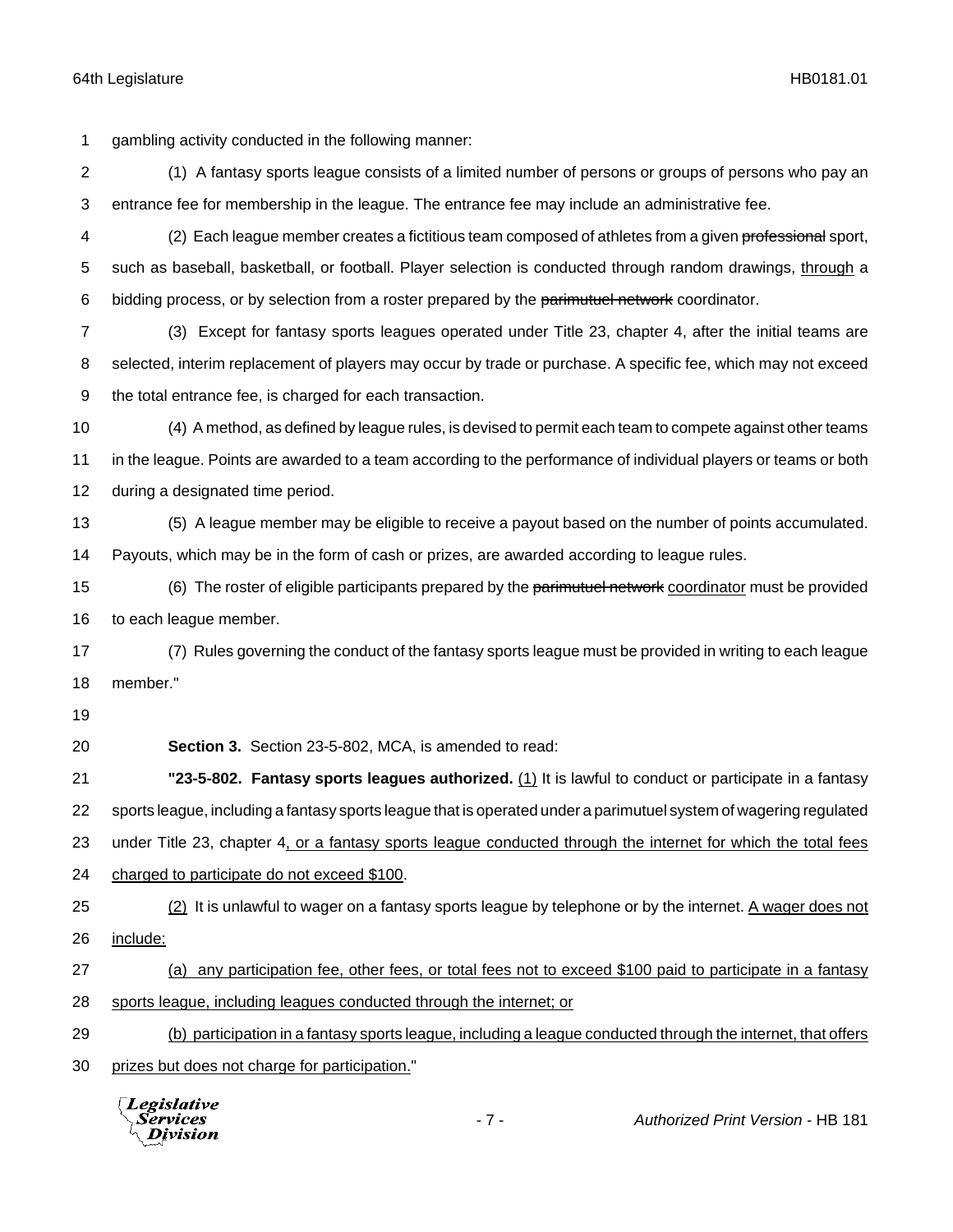gambling activity conducted in the following manner:

(1) A fantasy sports league consists of a limited number of persons or groups of persons who pay an entrance fee for membership in the league. The entrance fee may include an administrative fee.

(2) Each league member creates a fictitious team composed of athletes from a given ~~professional~~ sport, such as baseball, basketball, or football. Player selection is conducted through random drawings, <u>through</u> a bidding process, or by selection from a roster prepared by the ~~parimutuel network~~ coordinator.

(3) Except for fantasy sports leagues operated under Title 23, chapter 4, after the initial teams are selected, interim replacement of players may occur by trade or purchase. A specific fee, which may not exceed the total entrance fee, is charged for each transaction.

(4) A method, as defined by league rules, is devised to permit each team to compete against other teams in the league. Points are awarded to a team according to the performance of individual players or teams or both during a designated time period.

(5) A league member may be eligible to receive a payout based on the number of points accumulated. Payouts, which may be in the form of cash or prizes, are awarded according to league rules.

(6) The roster of eligible participants prepared by the ~~parimutuel network~~ <u>coordinator</u> must be provided to each league member.

(7) Rules governing the conduct of the fantasy sports league must be provided in writing to each league member."

**Section 3.** Section 23-5-802, MCA, is amended to read:

**"23-5-802. Fantasy sports leagues authorized.** <u>(1)</u> It is lawful to conduct or participate in a fantasy sports league, including a fantasy sports league that is operated under a parimutuel system of wagering regulated under Title 23, chapter 4<u>, or a fantasy sports league conducted through the internet for which the total fees charged to participate do not exceed $100</u>.

<u>(2)</u> It is unlawful to wager on a fantasy sports league by telephone or by the internet. <u>A wager does not include:</u>

<u>(a) any participation fee, other fees, or total fees not to exceed $100 paid to participate in a fantasy sports league, including leagues conducted through the internet; or</u>

<u>(b) participation in a fantasy sports league, including a league conducted through the internet, that offers prizes but does not charge for participation.</u>"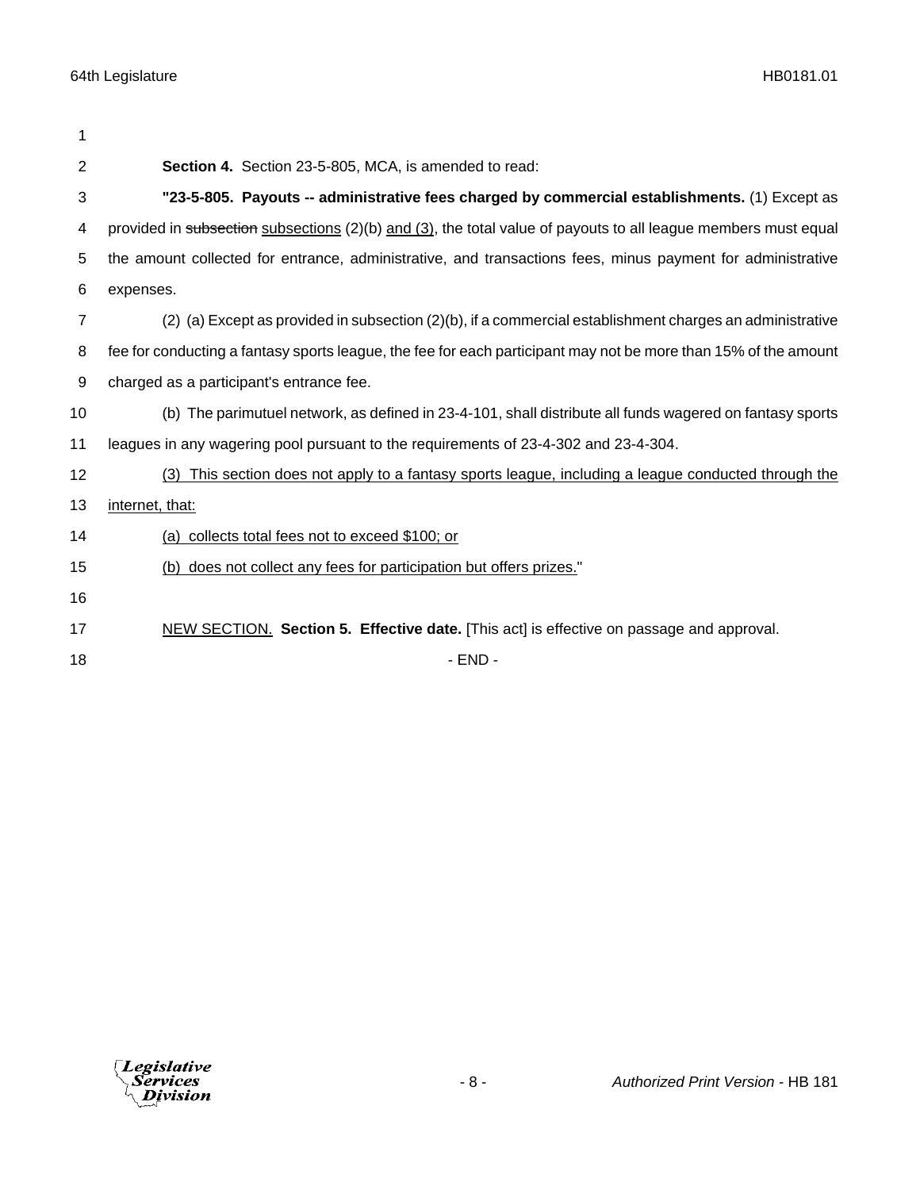**Section 4.** Section 23-5-805, MCA, is amended to read:

**"23-5-805. Payouts -- administrative fees charged by commercial establishments.** (1) Except as provided in ~~subsection~~ <u>subsections</u> (2)(b) <u>and (3)</u>, the total value of payouts to all league members must equal the amount collected for entrance, administrative, and transactions fees, minus payment for administrative expenses.

(2) (a) Except as provided in subsection (2)(b), if a commercial establishment charges an administrative fee for conducting a fantasy sports league, the fee for each participant may not be more than 15% of the amount charged as a participant's entrance fee.

(b) The parimutuel network, as defined in 23-4-101, shall distribute all funds wagered on fantasy sports leagues in any wagering pool pursuant to the requirements of 23-4-302 and 23-4-304.

<u>(3) This section does not apply to a fantasy sports league, including a league conducted through the internet, that:</u>

<u>(a) collects total fees not to exceed $100; or</u>

<u>(b) does not collect any fees for participation but offers prizes.</u>"

<u>NEW SECTION.</u> **Section 5. Effective date.** [This act] is effective on passage and approval.

- END -